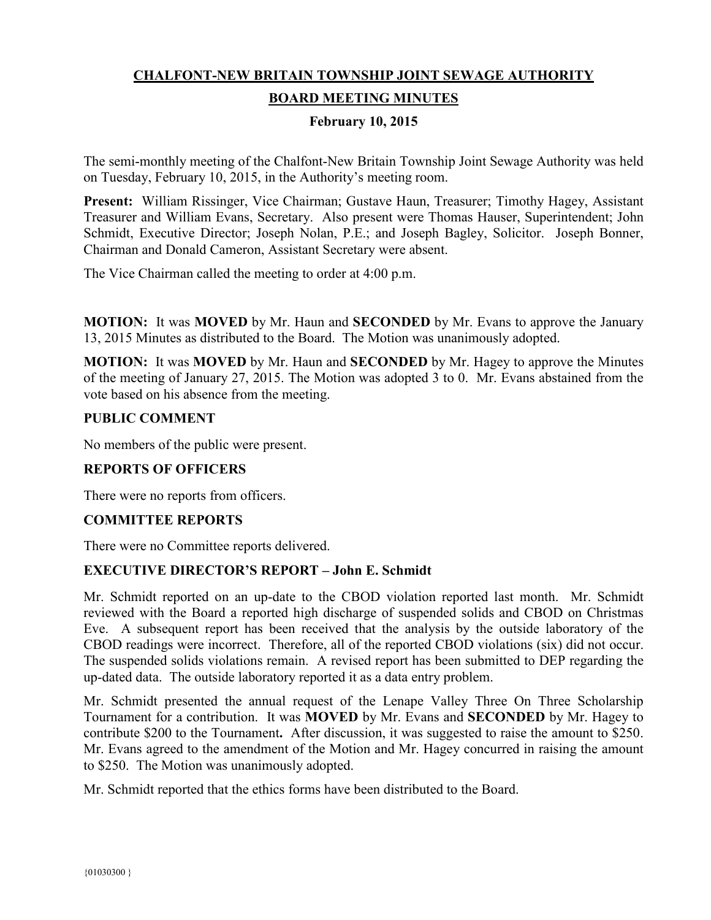# CHALFONT-NEW BRITAIN TOWNSHIP JOINT SEWAGE AUTHORITY

## BOARD MEETING MINUTES

### February 10, 2015

The semi-monthly meeting of the Chalfont-New Britain Township Joint Sewage Authority was held on Tuesday, February 10, 2015, in the Authority's meeting room.

**Present:** William Rissinger, Vice Chairman; Gustave Haun, Treasurer; Timothy Hagey, Assistant Treasurer and William Evans, Secretary. Also present were Thomas Hauser, Superintendent; John Schmidt, Executive Director; Joseph Nolan, P.E.; and Joseph Bagley, Solicitor. Joseph Bonner, Chairman and Donald Cameron, Assistant Secretary were absent.

The Vice Chairman called the meeting to order at 4:00 p.m.

**MOTION:** It was **MOVED** by Mr. Haun and **SECONDED** by Mr. Evans to approve the January 13, 2015 Minutes as distributed to the Board. The Motion was unanimously adopted.

**MOTION:** It was **MOVED** by Mr. Haun and **SECONDED** by Mr. Hagey to approve the Minutes of the meeting of January 27, 2015. The Motion was adopted 3 to 0. Mr. Evans abstained from the vote based on his absence from the meeting.

**PUBLIC COMMENT**

No members of the public were present.

**REPORTS OF OFFICERS**

There were no reports from officers.

**COMMITTEE REPORTS**

There were no Committee reports delivered.

**EXECUTIVE DIRECTOR'S REPORT – John E. Schmidt**

Mr. Schmidt reported on an up-date to the CBOD violation reported last month. Mr. Schmidt reviewed with the Board a reported high discharge of suspended solids and CBOD on Christmas Eve. A subsequent report has been received that the analysis by the outside laboratory of the CBOD readings were incorrect. Therefore, all of the reported CBOD violations (six) did not occur. The suspended solids violations remain. A revised report has been submitted to DEP regarding the up-dated data. The outside laboratory reported it as a data entry problem.

Mr. Schmidt presented the annual request of the Lenape Valley Three On Three Scholarship Tournament for a contribution. It was **MOVED** by Mr. Evans and **SECONDED** by Mr. Hagey to contribute $200 to the Tournament**.** After discussion, it was suggested to raise the amount to $250. Mr. Evans agreed to the amendment of the Motion and Mr. Hagey concurred in raising the amount to $250. The Motion was unanimously adopted.

Mr. Schmidt reported that the ethics forms have been distributed to the Board.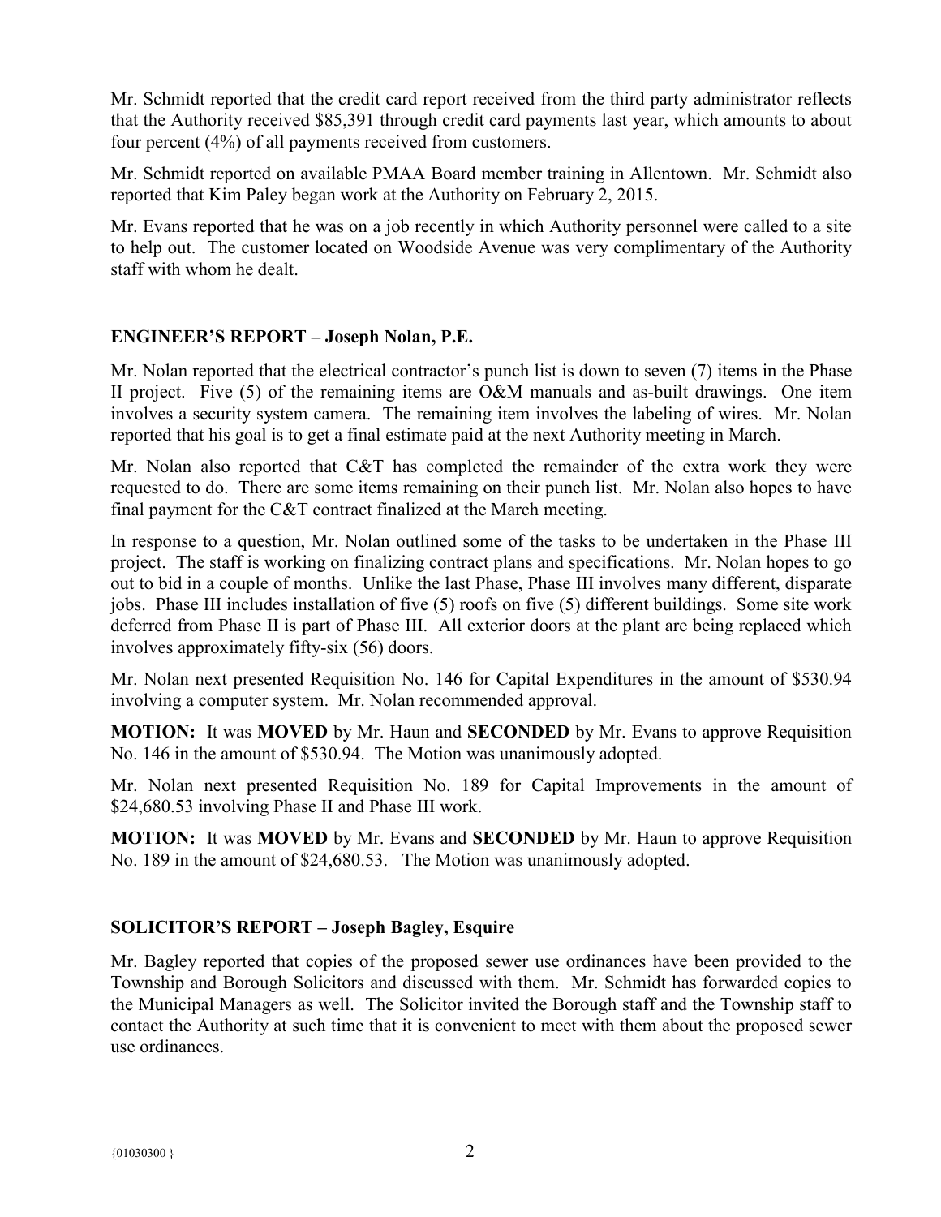Mr. Schmidt reported that the credit card report received from the third party administrator reflects that the Authority received $85,391 through credit card payments last year, which amounts to about four percent (4%) of all payments received from customers.

Mr. Schmidt reported on available PMAA Board member training in Allentown. Mr. Schmidt also reported that Kim Paley began work at the Authority on February 2, 2015.

Mr. Evans reported that he was on a job recently in which Authority personnel were called to a site to help out. The customer located on Woodside Avenue was very complimentary of the Authority staff with whom he dealt.

## ENGINEER'S REPORT – Joseph Nolan, P.E.

Mr. Nolan reported that the electrical contractor's punch list is down to seven (7) items in the Phase II project. Five (5) of the remaining items are O&M manuals and as-built drawings. One item involves a security system camera. The remaining item involves the labeling of wires. Mr. Nolan reported that his goal is to get a final estimate paid at the next Authority meeting in March.

Mr. Nolan also reported that C&T has completed the remainder of the extra work they were requested to do. There are some items remaining on their punch list. Mr. Nolan also hopes to have final payment for the C&T contract finalized at the March meeting.

In response to a question, Mr. Nolan outlined some of the tasks to be undertaken in the Phase III project. The staff is working on finalizing contract plans and specifications. Mr. Nolan hopes to go out to bid in a couple of months. Unlike the last Phase, Phase III involves many different, disparate jobs. Phase III includes installation of five (5) roofs on five (5) different buildings. Some site work deferred from Phase II is part of Phase III. All exterior doors at the plant are being replaced which involves approximately fifty-six (56) doors.

Mr. Nolan next presented Requisition No. 146 for Capital Expenditures in the amount of $530.94 involving a computer system. Mr. Nolan recommended approval.

**MOTION:** It was **MOVED** by Mr. Haun and **SECONDED** by Mr. Evans to approve Requisition No. 146 in the amount of $530.94. The Motion was unanimously adopted.

Mr. Nolan next presented Requisition No. 189 for Capital Improvements in the amount of $24,680.53 involving Phase II and Phase III work.

**MOTION:** It was **MOVED** by Mr. Evans and **SECONDED** by Mr. Haun to approve Requisition No. 189 in the amount of $24,680.53. The Motion was unanimously adopted.

## SOLICITOR'S REPORT – Joseph Bagley, Esquire

Mr. Bagley reported that copies of the proposed sewer use ordinances have been provided to the Township and Borough Solicitors and discussed with them. Mr. Schmidt has forwarded copies to the Municipal Managers as well. The Solicitor invited the Borough staff and the Township staff to contact the Authority at such time that it is convenient to meet with them about the proposed sewer use ordinances.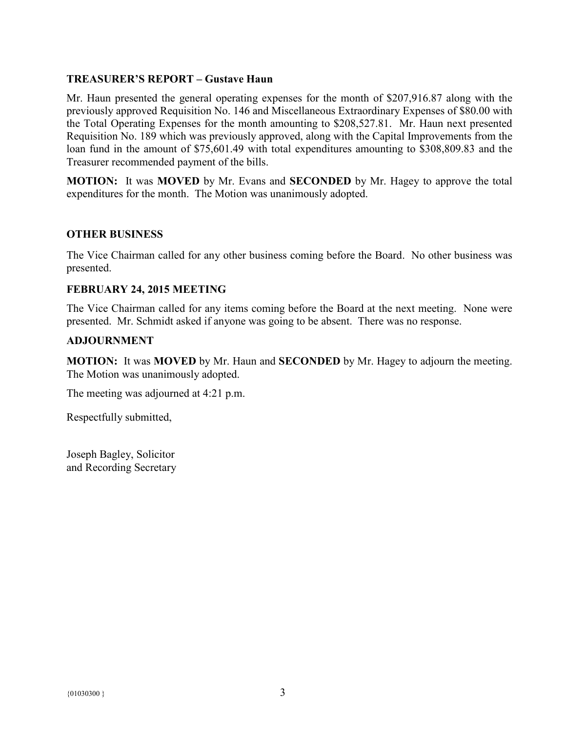**TREASURER'S REPORT – Gustave Haun**

Mr. Haun presented the general operating expenses for the month of $207,916.87 along with the previously approved Requisition No. 146 and Miscellaneous Extraordinary Expenses of $80.00 with the Total Operating Expenses for the month amounting to $208,527.81. Mr. Haun next presented Requisition No. 189 which was previously approved, along with the Capital Improvements from the loan fund in the amount of $75,601.49 with total expenditures amounting to $308,809.83 and the Treasurer recommended payment of the bills.

**MOTION:** It was **MOVED** by Mr. Evans and **SECONDED** by Mr. Hagey to approve the total expenditures for the month. The Motion was unanimously adopted.

**OTHER BUSINESS**

The Vice Chairman called for any other business coming before the Board. No other business was presented.

**FEBRUARY 24, 2015 MEETING**

The Vice Chairman called for any items coming before the Board at the next meeting. None were presented. Mr. Schmidt asked if anyone was going to be absent. There was no response.

**ADJOURNMENT**

**MOTION:** It was **MOVED** by Mr. Haun and **SECONDED** by Mr. Hagey to adjourn the meeting. The Motion was unanimously adopted.

The meeting was adjourned at 4:21 p.m.

Respectfully submitted,

Joseph Bagley, Solicitor
and Recording Secretary

{01030300 }